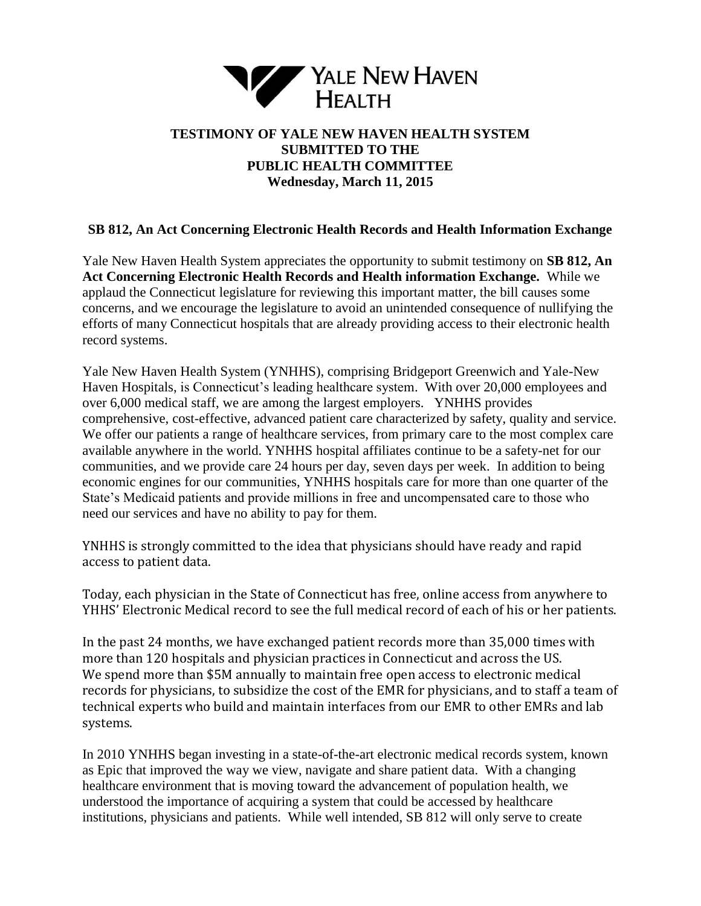# TESTIMONY OF YALE NEW HAVEN HEALTH SYSTEM SUBMITTED TO THE PUBLIC HEALTH COMMITTEE

**Wednesday, March 11, 2015**

## SB 812, An Act Concerning Electronic Health Records and Health Information Exchange

Yale New Haven Health System appreciates the opportunity to submit testimony on **SB 812, An Act Concerning Electronic Health Records and Health information Exchange.** While we applaud the Connecticut legislature for reviewing this important matter, the bill causes some concerns, and we encourage the legislature to avoid an unintended consequence of nullifying the efforts of many Connecticut hospitals that are already providing access to their electronic health record systems.

Yale New Haven Health System (YNHHS), comprising Bridgeport Greenwich and Yale-New Haven Hospitals, is Connecticut's leading healthcare system. With over 20,000 employees and over 6,000 medical staff, we are among the largest employers. YNHHS provides comprehensive, cost-effective, advanced patient care characterized by safety, quality and service. We offer our patients a range of healthcare services, from primary care to the most complex care available anywhere in the world. YNHHS hospital affiliates continue to be a safety-net for our communities, and we provide care 24 hours per day, seven days per week. In addition to being economic engines for our communities, YNHHS hospitals care for more than one quarter of the State's Medicaid patients and provide millions in free and uncompensated care to those who need our services and have no ability to pay for them.

YNHHS is strongly committed to the idea that physicians should have ready and rapid access to patient data.

Today, each physician in the State of Connecticut has free, online access from anywhere to YHHS' Electronic Medical record to see the full medical record of each of his or her patients.

In the past 24 months, we have exchanged patient records more than 35,000 times with more than 120 hospitals and physician practices in Connecticut and across the US. We spend more than $5M annually to maintain free open access to electronic medical records for physicians, to subsidize the cost of the EMR for physicians, and to staff a team of technical experts who build and maintain interfaces from our EMR to other EMRs and lab systems.

In 2010 YNHHS began investing in a state-of-the-art electronic medical records system, known as Epic that improved the way we view, navigate and share patient data. With a changing healthcare environment that is moving toward the advancement of population health, we understood the importance of acquiring a system that could be accessed by healthcare institutions, physicians and patients. While well intended, SB 812 will only serve to create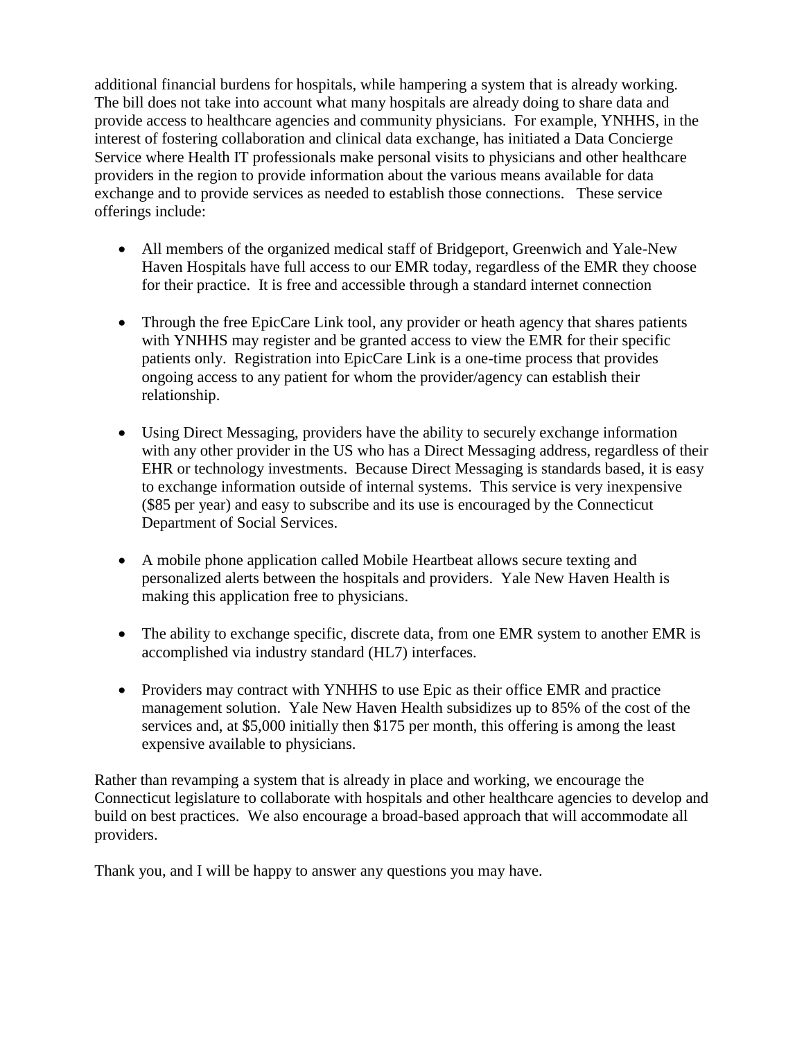additional financial burdens for hospitals, while hampering a system that is already working. The bill does not take into account what many hospitals are already doing to share data and provide access to healthcare agencies and community physicians. For example, YNHHS, in the interest of fostering collaboration and clinical data exchange, has initiated a Data Concierge Service where Health IT professionals make personal visits to physicians and other healthcare providers in the region to provide information about the various means available for data exchange and to provide services as needed to establish those connections. These service offerings include:

- All members of the organized medical staff of Bridgeport, Greenwich and Yale-New Haven Hospitals have full access to our EMR today, regardless of the EMR they choose for their practice. It is free and accessible through a standard internet connection

- Through the free EpicCare Link tool, any provider or heath agency that shares patients with YNHHS may register and be granted access to view the EMR for their specific patients only. Registration into EpicCare Link is a one-time process that provides ongoing access to any patient for whom the provider/agency can establish their relationship.

- Using Direct Messaging, providers have the ability to securely exchange information with any other provider in the US who has a Direct Messaging address, regardless of their EHR or technology investments. Because Direct Messaging is standards based, it is easy to exchange information outside of internal systems. This service is very inexpensive ($85 per year) and easy to subscribe and its use is encouraged by the Connecticut Department of Social Services.

- A mobile phone application called Mobile Heartbeat allows secure texting and personalized alerts between the hospitals and providers. Yale New Haven Health is making this application free to physicians.

- The ability to exchange specific, discrete data, from one EMR system to another EMR is accomplished via industry standard (HL7) interfaces.

- Providers may contract with YNHHS to use Epic as their office EMR and practice management solution. Yale New Haven Health subsidizes up to 85% of the cost of the services and, at $5,000 initially then $175 per month, this offering is among the least expensive available to physicians.

Rather than revamping a system that is already in place and working, we encourage the Connecticut legislature to collaborate with hospitals and other healthcare agencies to develop and build on best practices. We also encourage a broad-based approach that will accommodate all providers.

Thank you, and I will be happy to answer any questions you may have.